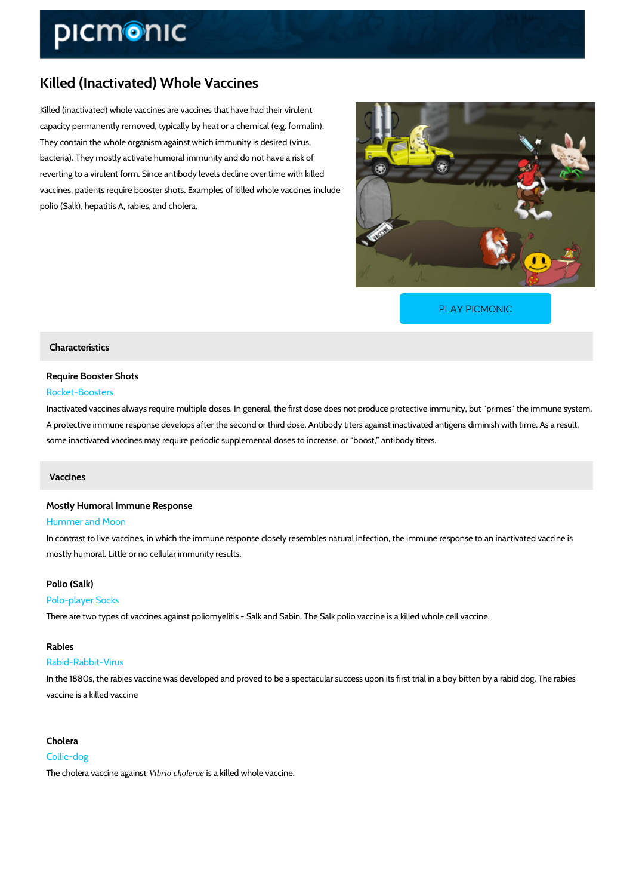# Killed (Inactivated) Whole Vaccines

Killed (inactivated) whole vaccines are vaccines that have had their virulent capacity permanently removed, typically by heat or a chemical (e.g. formalin). They contain the whole organism against which immunity is desired (virus, bacteria). They mostly activate humoral immunity and do not have a risk of reverting to a virulent form. Since antibody levels decline over time with killed vaccines, patients require booster shots. Examples of killed whole vaccines include polio (Salk), hepatitis A, rabies, and cholera.

PLAY PICMONIC

## Characteristics

### Require Booster Shots

Rocket-Boosters

Inactivated vaccines always require multiple doses. In general, the first dose does not produce protective immunity, but "primes" the immune system. A protective immune response develops after the second or third dose. Antibody titers against inactivated antigens diminish with time. As a result, some inactivated vaccines may require periodic supplemental doses to increase, or "boost," antibody titers.

## Vaccines

### Mostly Humoral Immune Response

Hummer and Moon

In contrast to live vaccines, in which the immune response closely resembles natural infection, the immune response to an inactivated vaccine is mostly humoral. Little or no cellular immunity results.

### Polio (Salk)

Polo-player Socks

There are two types of vaccines against poliomyelitis - Salk and Sabin. The Salk polio vaccine is a killed whole cell vaccine.

### Rabies

Rabid-Rabbit-Virus

In the 1880s, the rabies vaccine was developed and proved to be a spectacular success upon its first trial in a boy bitten by a rabid dog. The rabies vaccine is a killed vaccine

### Cholera

Collie-dog

The cholera vaccine against *Vibrio cholerae* is a killed whole vaccine.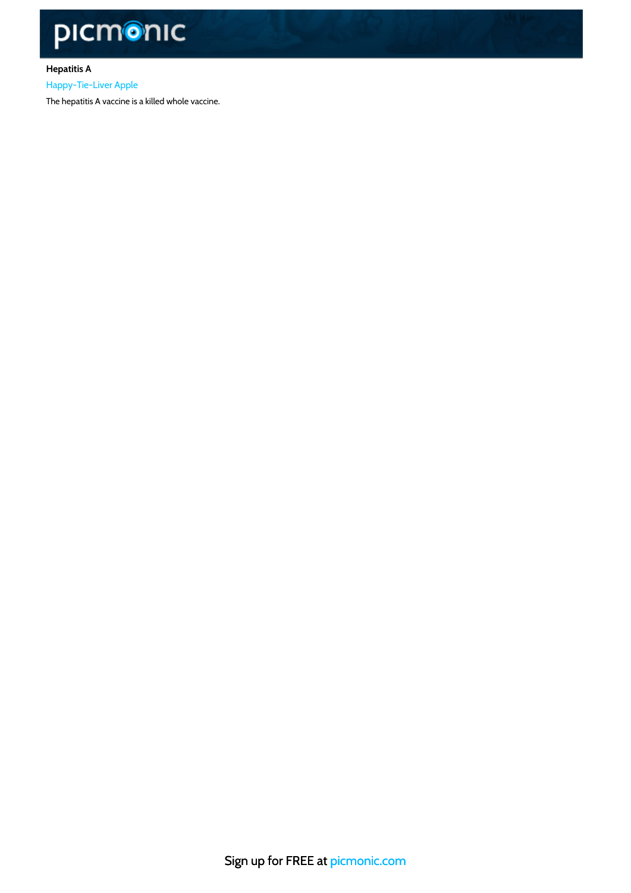**Hepatitis A**

Happy-Tie-Liver Apple

The hepatitis A vaccine is a killed whole vaccine.